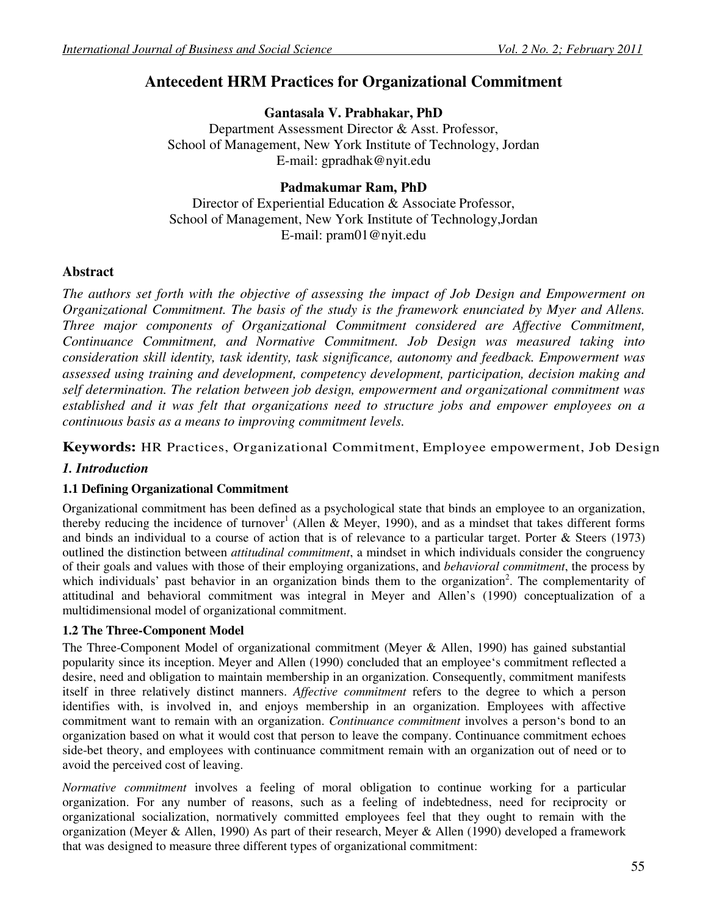# Antecedent HRM Practices for Organizational Commitment

**Gantasala V. Prabhakar, PhD**
Department Assessment Director & Asst. Professor,
School of Management, New York Institute of Technology, Jordan
E-mail: gpradhak@nyit.edu

**Padmakumar Ram, PhD**
Director of Experiential Education & Associate Professor,
School of Management, New York Institute of Technology,Jordan
E-mail: pram01@nyit.edu

## Abstract

*The authors set forth with the objective of assessing the impact of Job Design and Empowerment on Organizational Commitment. The basis of the study is the framework enunciated by Myer and Allens. Three major components of Organizational Commitment considered are Affective Commitment, Continuance Commitment, and Normative Commitment. Job Design was measured taking into consideration skill identity, task identity, task significance, autonomy and feedback. Empowerment was assessed using training and development, competency development, participation, decision making and self determination. The relation between job design, empowerment and organizational commitment was established and it was felt that organizations need to structure jobs and empower employees on a continuous basis as a means to improving commitment levels.*

**Keywords:** HR Practices, Organizational Commitment, Employee empowerment, Job Design

## *1. Introduction*

### 1.1 Defining Organizational Commitment

Organizational commitment has been defined as a psychological state that binds an employee to an organization, thereby reducing the incidence of turnover[1] (Allen & Meyer, 1990), and as a mindset that takes different forms and binds an individual to a course of action that is of relevance to a particular target. Porter & Steers (1973) outlined the distinction between *attitudinal commitment*, a mindset in which individuals consider the congruency of their goals and values with those of their employing organizations, and *behavioral commitment*, the process by which individuals' past behavior in an organization binds them to the organization[2]. The complementarity of attitudinal and behavioral commitment was integral in Meyer and Allen's (1990) conceptualization of a multidimensional model of organizational commitment.

### 1.2 The Three-Component Model

The Three-Component Model of organizational commitment (Meyer & Allen, 1990) has gained substantial popularity since its inception. Meyer and Allen (1990) concluded that an employee's commitment reflected a desire, need and obligation to maintain membership in an organization. Consequently, commitment manifests itself in three relatively distinct manners. *Affective commitment* refers to the degree to which a person identifies with, is involved in, and enjoys membership in an organization. Employees with affective commitment want to remain with an organization. *Continuance commitment* involves a person's bond to an organization based on what it would cost that person to leave the company. Continuance commitment echoes side-bet theory, and employees with continuance commitment remain with an organization out of need or to avoid the perceived cost of leaving.

*Normative commitment* involves a feeling of moral obligation to continue working for a particular organization. For any number of reasons, such as a feeling of indebtedness, need for reciprocity or organizational socialization, normatively committed employees feel that they ought to remain with the organization (Meyer & Allen, 1990) As part of their research, Meyer & Allen (1990) developed a framework that was designed to measure three different types of organizational commitment: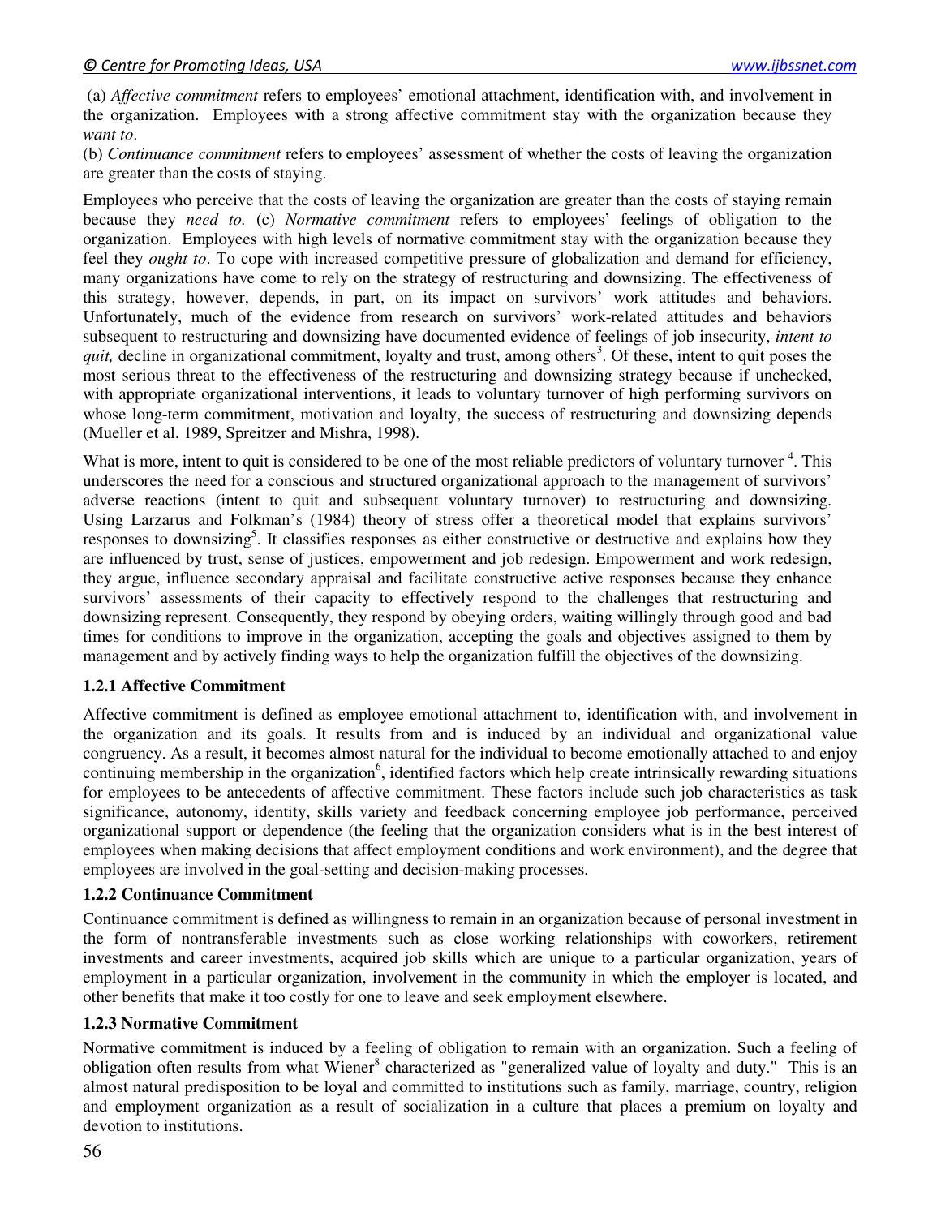(a) *Affective commitment* refers to employees' emotional attachment, identification with, and involvement in the organization. Employees with a strong affective commitment stay with the organization because they *want to*.
(b) *Continuance commitment* refers to employees' assessment of whether the costs of leaving the organization are greater than the costs of staying.

Employees who perceive that the costs of leaving the organization are greater than the costs of staying remain because they *need to.* (c) *Normative commitment* refers to employees' feelings of obligation to the organization. Employees with high levels of normative commitment stay with the organization because they feel they *ought to*. To cope with increased competitive pressure of globalization and demand for efficiency, many organizations have come to rely on the strategy of restructuring and downsizing. The effectiveness of this strategy, however, depends, in part, on its impact on survivors' work attitudes and behaviors. Unfortunately, much of the evidence from research on survivors' work-related attitudes and behaviors subsequent to restructuring and downsizing have documented evidence of feelings of job insecurity, *intent to quit,* decline in organizational commitment, loyalty and trust, among others[3]. Of these, intent to quit poses the most serious threat to the effectiveness of the restructuring and downsizing strategy because if unchecked, with appropriate organizational interventions, it leads to voluntary turnover of high performing survivors on whose long-term commitment, motivation and loyalty, the success of restructuring and downsizing depends (Mueller et al. 1989, Spreitzer and Mishra, 1998).

What is more, intent to quit is considered to be one of the most reliable predictors of voluntary turnover [4]. This underscores the need for a conscious and structured organizational approach to the management of survivors' adverse reactions (intent to quit and subsequent voluntary turnover) to restructuring and downsizing. Using Larzarus and Folkman's (1984) theory of stress offer a theoretical model that explains survivors' responses to downsizing[5]. It classifies responses as either constructive or destructive and explains how they are influenced by trust, sense of justices, empowerment and job redesign. Empowerment and work redesign, they argue, influence secondary appraisal and facilitate constructive active responses because they enhance survivors' assessments of their capacity to effectively respond to the challenges that restructuring and downsizing represent. Consequently, they respond by obeying orders, waiting willingly through good and bad times for conditions to improve in the organization, accepting the goals and objectives assigned to them by management and by actively finding ways to help the organization fulfill the objectives of the downsizing.

### 1.2.1 Affective Commitment

Affective commitment is defined as employee emotional attachment to, identification with, and involvement in the organization and its goals. It results from and is induced by an individual and organizational value congruency. As a result, it becomes almost natural for the individual to become emotionally attached to and enjoy continuing membership in the organization[6], identified factors which help create intrinsically rewarding situations for employees to be antecedents of affective commitment. These factors include such job characteristics as task significance, autonomy, identity, skills variety and feedback concerning employee job performance, perceived organizational support or dependence (the feeling that the organization considers what is in the best interest of employees when making decisions that affect employment conditions and work environment), and the degree that employees are involved in the goal-setting and decision-making processes.

### 1.2.2 Continuance Commitment

Continuance commitment is defined as willingness to remain in an organization because of personal investment in the form of nontransferable investments such as close working relationships with coworkers, retirement investments and career investments, acquired job skills which are unique to a particular organization, years of employment in a particular organization, involvement in the community in which the employer is located, and other benefits that make it too costly for one to leave and seek employment elsewhere.

### 1.2.3 Normative Commitment

Normative commitment is induced by a feeling of obligation to remain with an organization. Such a feeling of obligation often results from what Wiener[8] characterized as "generalized value of loyalty and duty." This is an almost natural predisposition to be loyal and committed to institutions such as family, marriage, country, religion and employment organization as a result of socialization in a culture that places a premium on loyalty and devotion to institutions.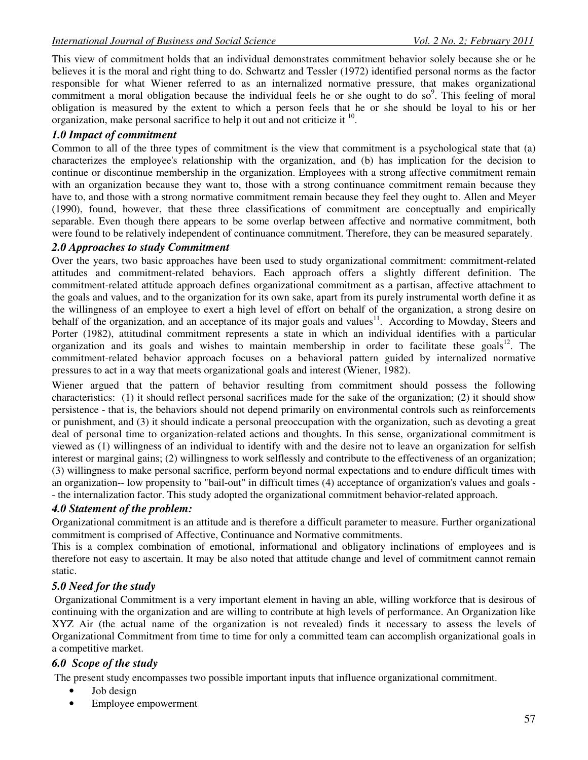This view of commitment holds that an individual demonstrates commitment behavior solely because she or he believes it is the moral and right thing to do. Schwartz and Tessler (1972) identified personal norms as the factor responsible for what Wiener referred to as an internalized normative pressure, that makes organizational commitment a moral obligation because the individual feels he or she ought to do so[9]. This feeling of moral obligation is measured by the extent to which a person feels that he or she should be loyal to his or her organization, make personal sacrifice to help it out and not criticize it [10].

### *1.0 Impact of commitment*

Common to all of the three types of commitment is the view that commitment is a psychological state that (a) characterizes the employee's relationship with the organization, and (b) has implication for the decision to continue or discontinue membership in the organization. Employees with a strong affective commitment remain with an organization because they want to, those with a strong continuance commitment remain because they have to, and those with a strong normative commitment remain because they feel they ought to. Allen and Meyer (1990), found, however, that these three classifications of commitment are conceptually and empirically separable. Even though there appears to be some overlap between affective and normative commitment, both were found to be relatively independent of continuance commitment. Therefore, they can be measured separately.

### *2.0 Approaches to study Commitment*

Over the years, two basic approaches have been used to study organizational commitment: commitment-related attitudes and commitment-related behaviors. Each approach offers a slightly different definition. The commitment-related attitude approach defines organizational commitment as a partisan, affective attachment to the goals and values, and to the organization for its own sake, apart from its purely instrumental worth define it as the willingness of an employee to exert a high level of effort on behalf of the organization, a strong desire on behalf of the organization, and an acceptance of its major goals and values[11]. According to Mowday, Steers and Porter (1982), attitudinal commitment represents a state in which an individual identifies with a particular organization and its goals and wishes to maintain membership in order to facilitate these goals[12]. The commitment-related behavior approach focuses on a behavioral pattern guided by internalized normative pressures to act in a way that meets organizational goals and interest (Wiener, 1982).

Wiener argued that the pattern of behavior resulting from commitment should possess the following characteristics: (1) it should reflect personal sacrifices made for the sake of the organization; (2) it should show persistence - that is, the behaviors should not depend primarily on environmental controls such as reinforcements or punishment, and (3) it should indicate a personal preoccupation with the organization, such as devoting a great deal of personal time to organization-related actions and thoughts. In this sense, organizational commitment is viewed as (1) willingness of an individual to identify with and the desire not to leave an organization for selfish interest or marginal gains; (2) willingness to work selflessly and contribute to the effectiveness of an organization; (3) willingness to make personal sacrifice, perform beyond normal expectations and to endure difficult times with an organization-- low propensity to "bail-out" in difficult times (4) acceptance of organization's values and goals -- the internalization factor. This study adopted the organizational commitment behavior-related approach.

### *4.0 Statement of the problem:*

Organizational commitment is an attitude and is therefore a difficult parameter to measure. Further organizational commitment is comprised of Affective, Continuance and Normative commitments.

This is a complex combination of emotional, informational and obligatory inclinations of employees and is therefore not easy to ascertain. It may be also noted that attitude change and level of commitment cannot remain static.

### *5.0 Need for the study*

Organizational Commitment is a very important element in having an able, willing workforce that is desirous of continuing with the organization and are willing to contribute at high levels of performance. An Organization like XYZ Air (the actual name of the organization is not revealed) finds it necessary to assess the levels of Organizational Commitment from time to time for only a committed team can accomplish organizational goals in a competitive market.

### *6.0 Scope of the study*

The present study encompasses two possible important inputs that influence organizational commitment.

- Job design
- Employee empowerment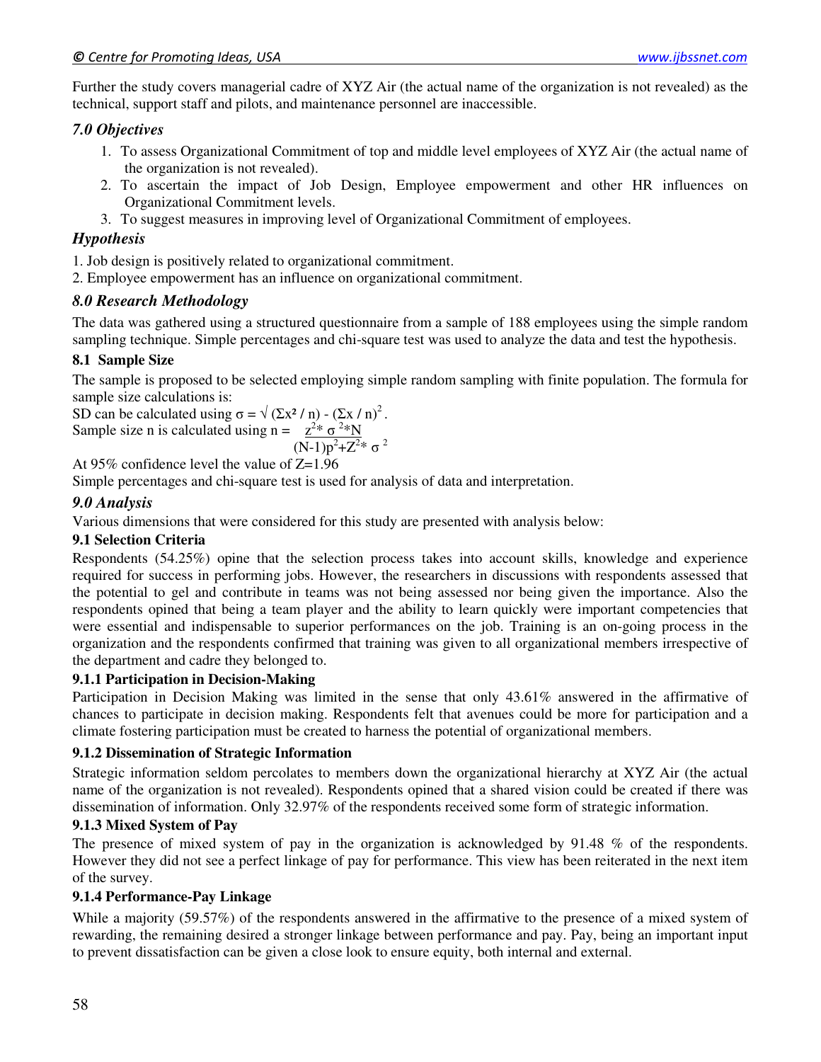Further the study covers managerial cadre of XYZ Air (the actual name of the organization is not revealed) as the technical, support staff and pilots, and maintenance personnel are inaccessible.

### *7.0 Objectives*

1. To assess Organizational Commitment of top and middle level employees of XYZ Air (the actual name of the organization is not revealed).
2. To ascertain the impact of Job Design, Employee empowerment and other HR influences on Organizational Commitment levels.
3. To suggest measures in improving level of Organizational Commitment of employees.

### *Hypothesis*

1. Job design is positively related to organizational commitment.
2. Employee empowerment has an influence on organizational commitment.

### *8.0 Research Methodology*

The data was gathered using a structured questionnaire from a sample of 188 employees using the simple random sampling technique. Simple percentages and chi-square test was used to analyze the data and test the hypothesis.

#### **8.1 Sample Size**

The sample is proposed to be selected employing simple random sampling with finite population. The formula for sample size calculations is:

SD can be calculated using $\sigma = \sqrt{(\Sigma x^2 / n) - (\Sigma x / n)^2}$.

Sample size n is calculated using $n = \dfrac{z^2 * \sigma^2 * N}{(N-1)p^2 + Z^2 * \sigma^2}$

At 95% confidence level the value of Z=1.96

Simple percentages and chi-square test is used for analysis of data and interpretation.

### *9.0 Analysis*

Various dimensions that were considered for this study are presented with analysis below:

#### **9.1 Selection Criteria**

Respondents (54.25%) opine that the selection process takes into account skills, knowledge and experience required for success in performing jobs. However, the researchers in discussions with respondents assessed that the potential to gel and contribute in teams was not being assessed nor being given the importance. Also the respondents opined that being a team player and the ability to learn quickly were important competencies that were essential and indispensable to superior performances on the job. Training is an on-going process in the organization and the respondents confirmed that training was given to all organizational members irrespective of the department and cadre they belonged to.

#### **9.1.1 Participation in Decision-Making**

Participation in Decision Making was limited in the sense that only 43.61% answered in the affirmative of chances to participate in decision making. Respondents felt that avenues could be more for participation and a climate fostering participation must be created to harness the potential of organizational members.

#### **9.1.2 Dissemination of Strategic Information**

Strategic information seldom percolates to members down the organizational hierarchy at XYZ Air (the actual name of the organization is not revealed). Respondents opined that a shared vision could be created if there was dissemination of information. Only 32.97% of the respondents received some form of strategic information.

#### **9.1.3 Mixed System of Pay**

The presence of mixed system of pay in the organization is acknowledged by 91.48 % of the respondents. However they did not see a perfect linkage of pay for performance. This view has been reiterated in the next item of the survey.

#### **9.1.4 Performance-Pay Linkage**

While a majority (59.57%) of the respondents answered in the affirmative to the presence of a mixed system of rewarding, the remaining desired a stronger linkage between performance and pay. Pay, being an important input to prevent dissatisfaction can be given a close look to ensure equity, both internal and external.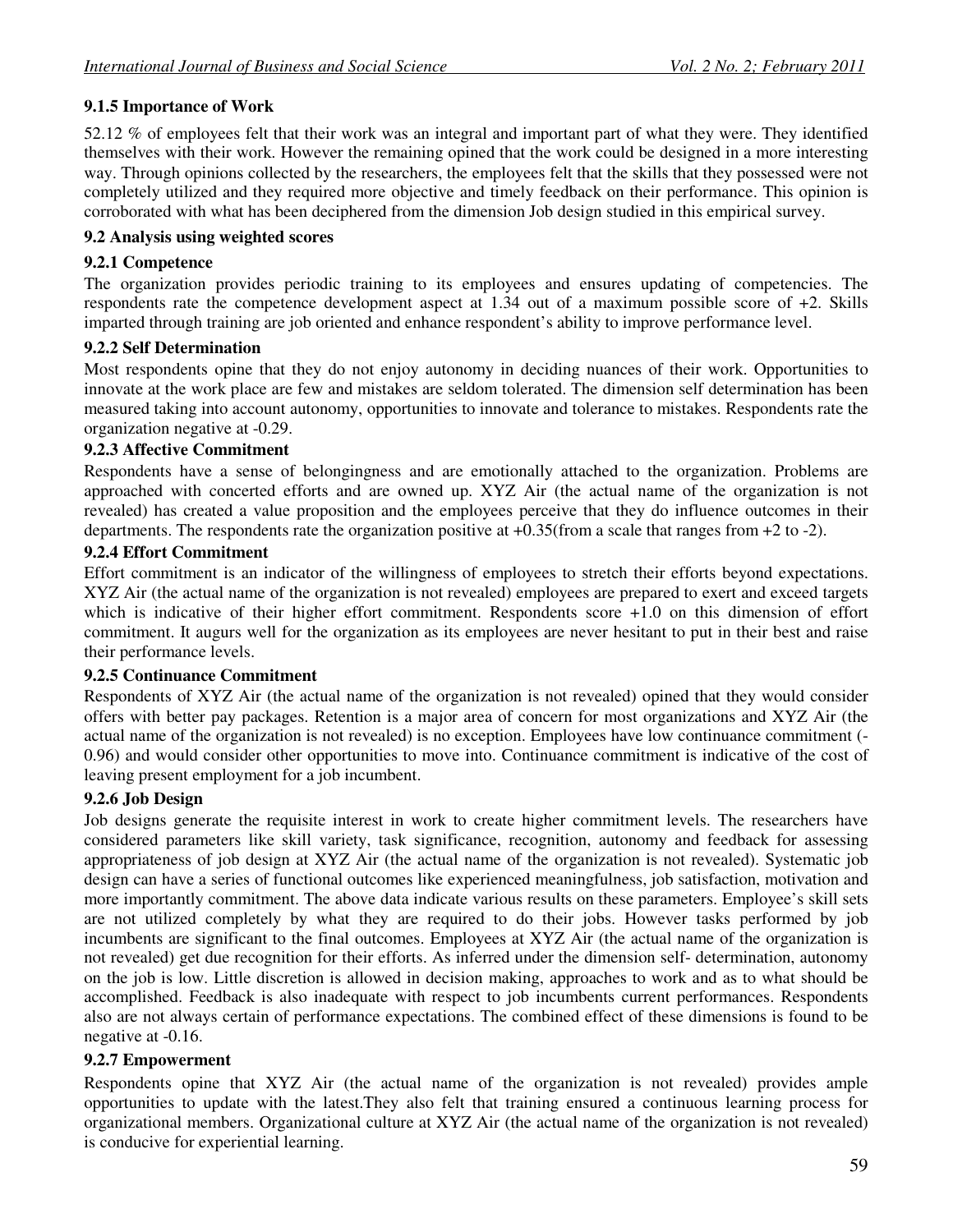### 9.1.5 Importance of Work

52.12 % of employees felt that their work was an integral and important part of what they were. They identified themselves with their work. However the remaining opined that the work could be designed in a more interesting way. Through opinions collected by the researchers, the employees felt that the skills that they possessed were not completely utilized and they required more objective and timely feedback on their performance. This opinion is corroborated with what has been deciphered from the dimension Job design studied in this empirical survey.

## 9.2 Analysis using weighted scores

### 9.2.1 Competence

The organization provides periodic training to its employees and ensures updating of competencies. The respondents rate the competence development aspect at 1.34 out of a maximum possible score of +2. Skills imparted through training are job oriented and enhance respondent's ability to improve performance level.

### 9.2.2 Self Determination

Most respondents opine that they do not enjoy autonomy in deciding nuances of their work. Opportunities to innovate at the work place are few and mistakes are seldom tolerated. The dimension self determination has been measured taking into account autonomy, opportunities to innovate and tolerance to mistakes. Respondents rate the organization negative at -0.29.

### 9.2.3 Affective Commitment

Respondents have a sense of belongingness and are emotionally attached to the organization. Problems are approached with concerted efforts and are owned up. XYZ Air (the actual name of the organization is not revealed) has created a value proposition and the employees perceive that they do influence outcomes in their departments. The respondents rate the organization positive at +0.35(from a scale that ranges from +2 to -2).

### 9.2.4 Effort Commitment

Effort commitment is an indicator of the willingness of employees to stretch their efforts beyond expectations. XYZ Air (the actual name of the organization is not revealed) employees are prepared to exert and exceed targets which is indicative of their higher effort commitment. Respondents score +1.0 on this dimension of effort commitment. It augurs well for the organization as its employees are never hesitant to put in their best and raise their performance levels.

### 9.2.5 Continuance Commitment

Respondents of XYZ Air (the actual name of the organization is not revealed) opined that they would consider offers with better pay packages. Retention is a major area of concern for most organizations and XYZ Air (the actual name of the organization is not revealed) is no exception. Employees have low continuance commitment (-0.96) and would consider other opportunities to move into. Continuance commitment is indicative of the cost of leaving present employment for a job incumbent.

### 9.2.6 Job Design

Job designs generate the requisite interest in work to create higher commitment levels. The researchers have considered parameters like skill variety, task significance, recognition, autonomy and feedback for assessing appropriateness of job design at XYZ Air (the actual name of the organization is not revealed). Systematic job design can have a series of functional outcomes like experienced meaningfulness, job satisfaction, motivation and more importantly commitment. The above data indicate various results on these parameters. Employee's skill sets are not utilized completely by what they are required to do their jobs. However tasks performed by job incumbents are significant to the final outcomes. Employees at XYZ Air (the actual name of the organization is not revealed) get due recognition for their efforts. As inferred under the dimension self- determination, autonomy on the job is low. Little discretion is allowed in decision making, approaches to work and as to what should be accomplished. Feedback is also inadequate with respect to job incumbents current performances. Respondents also are not always certain of performance expectations. The combined effect of these dimensions is found to be negative at -0.16.

### 9.2.7 Empowerment

Respondents opine that XYZ Air (the actual name of the organization is not revealed) provides ample opportunities to update with the latest.They also felt that training ensured a continuous learning process for organizational members. Organizational culture at XYZ Air (the actual name of the organization is not revealed) is conducive for experiential learning.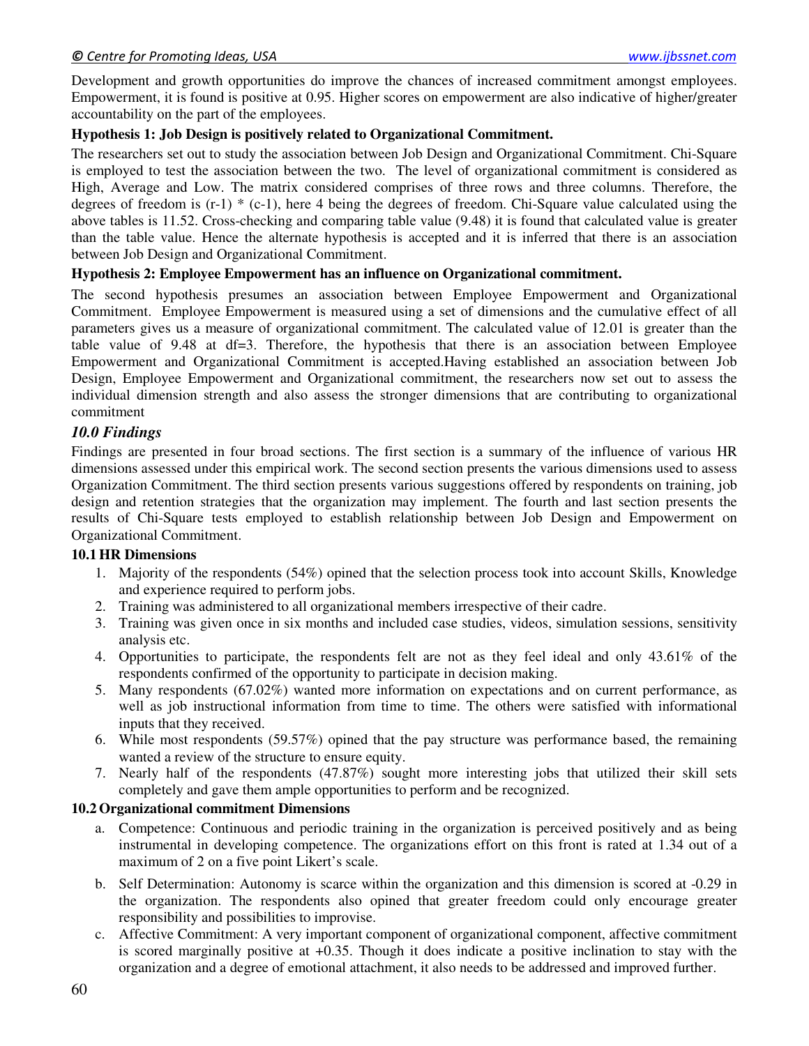Development and growth opportunities do improve the chances of increased commitment amongst employees. Empowerment, it is found is positive at 0.95. Higher scores on empowerment are also indicative of higher/greater accountability on the part of the employees.

**Hypothesis 1: Job Design is positively related to Organizational Commitment.**

The researchers set out to study the association between Job Design and Organizational Commitment. Chi-Square is employed to test the association between the two. The level of organizational commitment is considered as High, Average and Low. The matrix considered comprises of three rows and three columns. Therefore, the degrees of freedom is (r-1) * (c-1), here 4 being the degrees of freedom. Chi-Square value calculated using the above tables is 11.52. Cross-checking and comparing table value (9.48) it is found that calculated value is greater than the table value. Hence the alternate hypothesis is accepted and it is inferred that there is an association between Job Design and Organizational Commitment.

**Hypothesis 2: Employee Empowerment has an influence on Organizational commitment.**

The second hypothesis presumes an association between Employee Empowerment and Organizational Commitment. Employee Empowerment is measured using a set of dimensions and the cumulative effect of all parameters gives us a measure of organizational commitment. The calculated value of 12.01 is greater than the table value of 9.48 at df=3. Therefore, the hypothesis that there is an association between Employee Empowerment and Organizational Commitment is accepted.Having established an association between Job Design, Employee Empowerment and Organizational commitment, the researchers now set out to assess the individual dimension strength and also assess the stronger dimensions that are contributing to organizational commitment

## *10.0 Findings*

Findings are presented in four broad sections. The first section is a summary of the influence of various HR dimensions assessed under this empirical work. The second section presents the various dimensions used to assess Organization Commitment. The third section presents various suggestions offered by respondents on training, job design and retention strategies that the organization may implement. The fourth and last section presents the results of Chi-Square tests employed to establish relationship between Job Design and Empowerment on Organizational Commitment.

### 10.1 HR Dimensions

1. Majority of the respondents (54%) opined that the selection process took into account Skills, Knowledge and experience required to perform jobs.
2. Training was administered to all organizational members irrespective of their cadre.
3. Training was given once in six months and included case studies, videos, simulation sessions, sensitivity analysis etc.
4. Opportunities to participate, the respondents felt are not as they feel ideal and only 43.61% of the respondents confirmed of the opportunity to participate in decision making.
5. Many respondents (67.02%) wanted more information on expectations and on current performance, as well as job instructional information from time to time. The others were satisfied with informational inputs that they received.
6. While most respondents (59.57%) opined that the pay structure was performance based, the remaining wanted a review of the structure to ensure equity.
7. Nearly half of the respondents (47.87%) sought more interesting jobs that utilized their skill sets completely and gave them ample opportunities to perform and be recognized.

### 10.2 Organizational commitment Dimensions

a. Competence: Continuous and periodic training in the organization is perceived positively and as being instrumental in developing competence. The organizations effort on this front is rated at 1.34 out of a maximum of 2 on a five point Likert's scale.

b. Self Determination: Autonomy is scarce within the organization and this dimension is scored at -0.29 in the organization. The respondents also opined that greater freedom could only encourage greater responsibility and possibilities to improvise.

c. Affective Commitment: A very important component of organizational component, affective commitment is scored marginally positive at +0.35. Though it does indicate a positive inclination to stay with the organization and a degree of emotional attachment, it also needs to be addressed and improved further.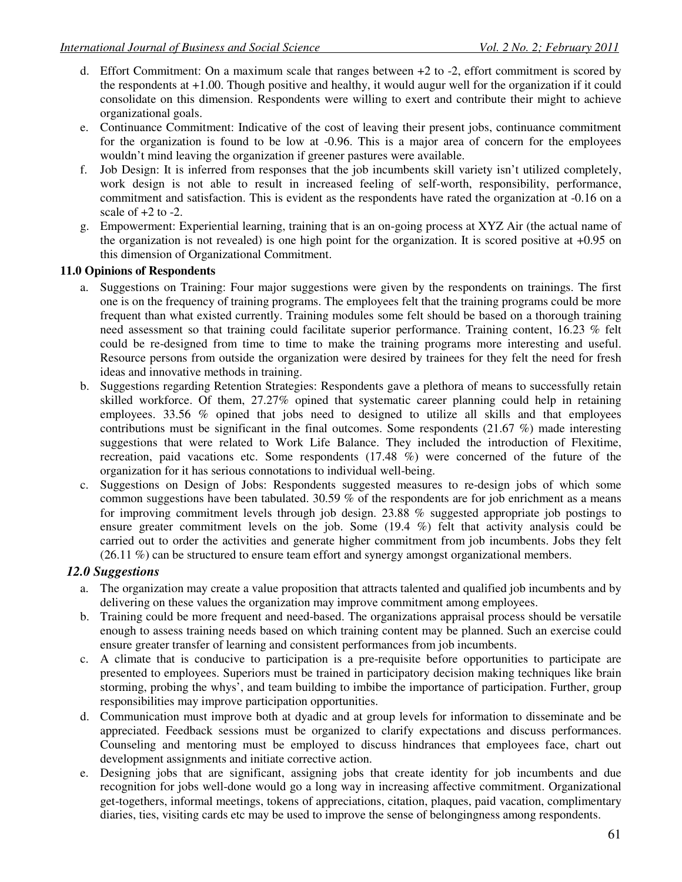d. Effort Commitment: On a maximum scale that ranges between +2 to -2, effort commitment is scored by the respondents at +1.00. Though positive and healthy, it would augur well for the organization if it could consolidate on this dimension. Respondents were willing to exert and contribute their might to achieve organizational goals.

e. Continuance Commitment: Indicative of the cost of leaving their present jobs, continuance commitment for the organization is found to be low at -0.96. This is a major area of concern for the employees wouldn't mind leaving the organization if greener pastures were available.

f. Job Design: It is inferred from responses that the job incumbents skill variety isn't utilized completely, work design is not able to result in increased feeling of self-worth, responsibility, performance, commitment and satisfaction. This is evident as the respondents have rated the organization at -0.16 on a scale of +2 to -2.

g. Empowerment: Experiential learning, training that is an on-going process at XYZ Air (the actual name of the organization is not revealed) is one high point for the organization. It is scored positive at +0.95 on this dimension of Organizational Commitment.

### 11.0 Opinions of Respondents

a. Suggestions on Training: Four major suggestions were given by the respondents on trainings. The first one is on the frequency of training programs. The employees felt that the training programs could be more frequent than what existed currently. Training modules some felt should be based on a thorough training need assessment so that training could facilitate superior performance. Training content, 16.23 % felt could be re-designed from time to time to make the training programs more interesting and useful. Resource persons from outside the organization were desired by trainees for they felt the need for fresh ideas and innovative methods in training.

b. Suggestions regarding Retention Strategies: Respondents gave a plethora of means to successfully retain skilled workforce. Of them, 27.27% opined that systematic career planning could help in retaining employees. 33.56 % opined that jobs need to designed to utilize all skills and that employees contributions must be significant in the final outcomes. Some respondents (21.67 %) made interesting suggestions that were related to Work Life Balance. They included the introduction of Flexitime, recreation, paid vacations etc. Some respondents (17.48 %) were concerned of the future of the organization for it has serious connotations to individual well-being.

c. Suggestions on Design of Jobs: Respondents suggested measures to re-design jobs of which some common suggestions have been tabulated. 30.59 % of the respondents are for job enrichment as a means for improving commitment levels through job design. 23.88 % suggested appropriate job postings to ensure greater commitment levels on the job. Some (19.4 %) felt that activity analysis could be carried out to order the activities and generate higher commitment from job incumbents. Jobs they felt (26.11 %) can be structured to ensure team effort and synergy amongst organizational members.

### *12.0 Suggestions*

a. The organization may create a value proposition that attracts talented and qualified job incumbents and by delivering on these values the organization may improve commitment among employees.

b. Training could be more frequent and need-based. The organizations appraisal process should be versatile enough to assess training needs based on which training content may be planned. Such an exercise could ensure greater transfer of learning and consistent performances from job incumbents.

c. A climate that is conducive to participation is a pre-requisite before opportunities to participate are presented to employees. Superiors must be trained in participatory decision making techniques like brain storming, probing the whys', and team building to imbibe the importance of participation. Further, group responsibilities may improve participation opportunities.

d. Communication must improve both at dyadic and at group levels for information to disseminate and be appreciated. Feedback sessions must be organized to clarify expectations and discuss performances. Counseling and mentoring must be employed to discuss hindrances that employees face, chart out development assignments and initiate corrective action.

e. Designing jobs that are significant, assigning jobs that create identity for job incumbents and due recognition for jobs well-done would go a long way in increasing affective commitment. Organizational get-togethers, informal meetings, tokens of appreciations, citation, plaques, paid vacation, complimentary diaries, ties, visiting cards etc may be used to improve the sense of belongingness among respondents.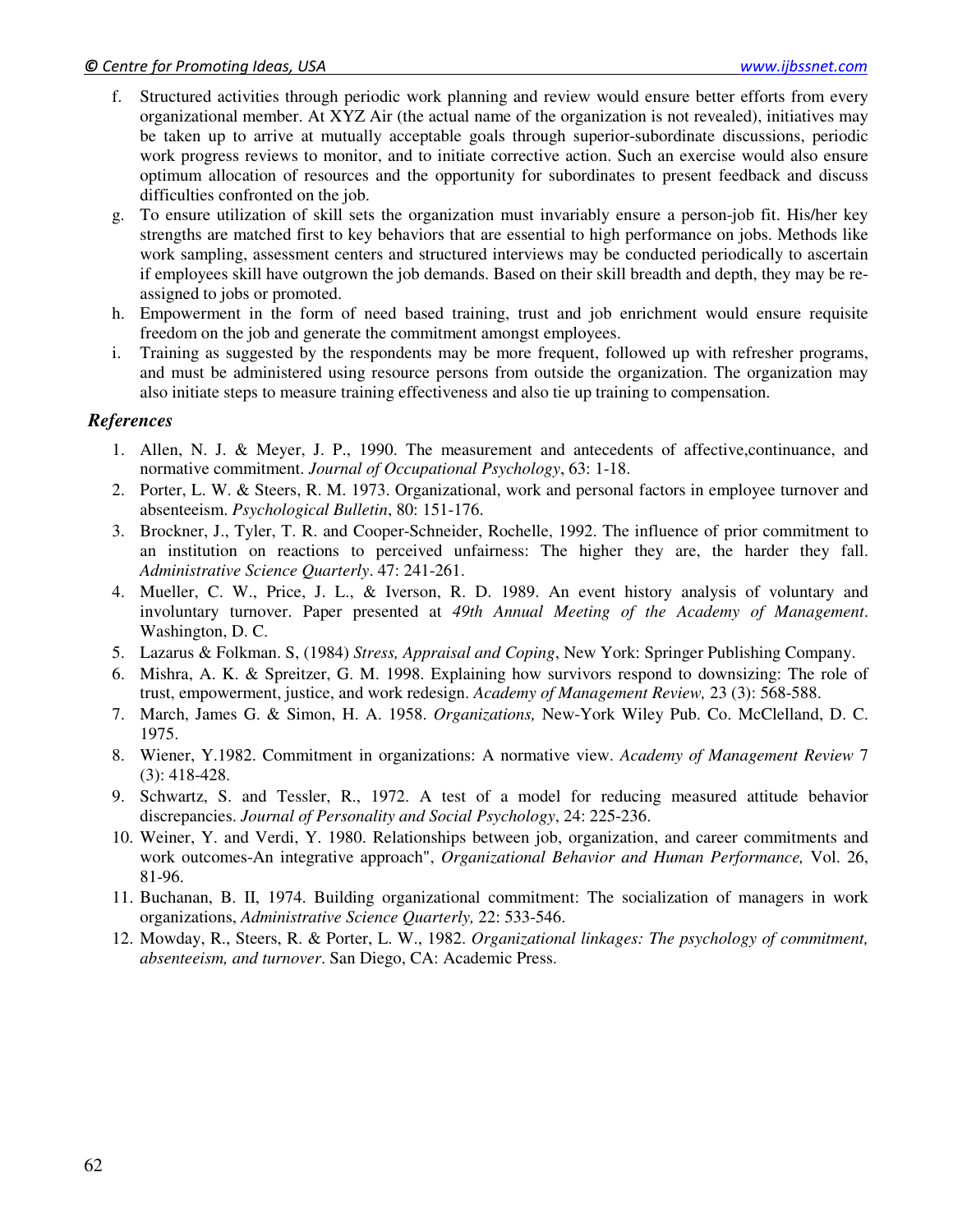f. Structured activities through periodic work planning and review would ensure better efforts from every organizational member. At XYZ Air (the actual name of the organization is not revealed), initiatives may be taken up to arrive at mutually acceptable goals through superior-subordinate discussions, periodic work progress reviews to monitor, and to initiate corrective action. Such an exercise would also ensure optimum allocation of resources and the opportunity for subordinates to present feedback and discuss difficulties confronted on the job.
g. To ensure utilization of skill sets the organization must invariably ensure a person-job fit. His/her key strengths are matched first to key behaviors that are essential to high performance on jobs. Methods like work sampling, assessment centers and structured interviews may be conducted periodically to ascertain if employees skill have outgrown the job demands. Based on their skill breadth and depth, they may be re-assigned to jobs or promoted.
h. Empowerment in the form of need based training, trust and job enrichment would ensure requisite freedom on the job and generate the commitment amongst employees.
i. Training as suggested by the respondents may be more frequent, followed up with refresher programs, and must be administered using resource persons from outside the organization. The organization may also initiate steps to measure training effectiveness and also tie up training to compensation.

## *References*

1. Allen, N. J. & Meyer, J. P., 1990. The measurement and antecedents of affective,continuance, and normative commitment. *Journal of Occupational Psychology*, 63: 1-18.
2. Porter, L. W. & Steers, R. M. 1973. Organizational, work and personal factors in employee turnover and absenteeism. *Psychological Bulletin*, 80: 151-176.
3. Brockner, J., Tyler, T. R. and Cooper-Schneider, Rochelle, 1992. The influence of prior commitment to an institution on reactions to perceived unfairness: The higher they are, the harder they fall. *Administrative Science Quarterly*. 47: 241-261.
4. Mueller, C. W., Price, J. L., & Iverson, R. D. 1989. An event history analysis of voluntary and involuntary turnover. Paper presented at *49th Annual Meeting of the Academy of Management*. Washington, D. C.
5. Lazarus & Folkman. S, (1984) *Stress, Appraisal and Coping*, New York: Springer Publishing Company.
6. Mishra, A. K. & Spreitzer, G. M. 1998. Explaining how survivors respond to downsizing: The role of trust, empowerment, justice, and work redesign. *Academy of Management Review,* 23 (3): 568-588.
7. March, James G. & Simon, H. A. 1958. *Organizations,* New-York Wiley Pub. Co. McClelland, D. C. 1975.
8. Wiener, Y.1982. Commitment in organizations: A normative view. *Academy of Management Review* 7 (3): 418-428.
9. Schwartz, S. and Tessler, R., 1972. A test of a model for reducing measured attitude behavior discrepancies. *Journal of Personality and Social Psychology*, 24: 225-236.
10. Weiner, Y. and Verdi, Y. 1980. Relationships between job, organization, and career commitments and work outcomes-An integrative approach", *Organizational Behavior and Human Performance,* Vol. 26, 81-96.
11. Buchanan, B. II, 1974. Building organizational commitment: The socialization of managers in work organizations, *Administrative Science Quarterly,* 22: 533-546.
12. Mowday, R., Steers, R. & Porter, L. W., 1982. *Organizational linkages: The psychology of commitment, absenteeism, and turnover*. San Diego, CA: Academic Press.